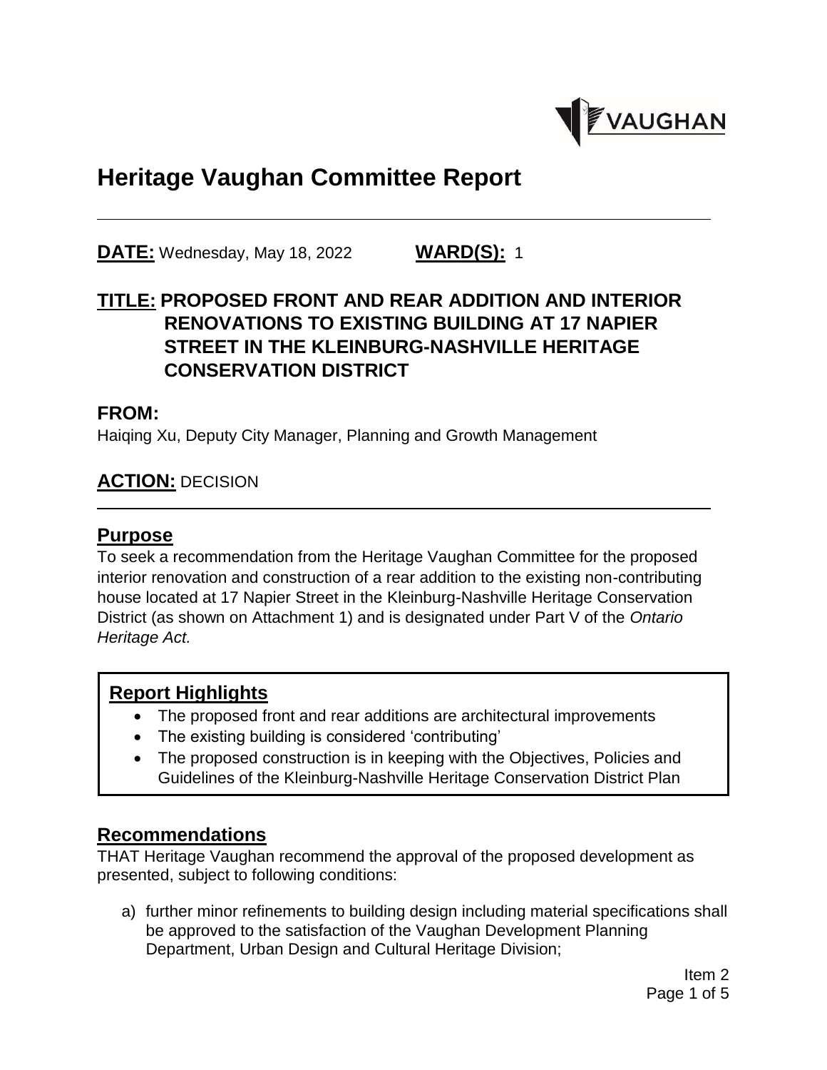# Heritage Vaughan Committee Report

**DATE:** Wednesday, May 18, 2022 **WARD(S):** 1

## TITLE: PROPOSED FRONT AND REAR ADDITION AND INTERIOR RENOVATIONS TO EXISTING BUILDING AT 17 NAPIER STREET IN THE KLEINBURG-NASHVILLE HERITAGE CONSERVATION DISTRICT

## FROM:

Haiqing Xu, Deputy City Manager, Planning and Growth Management

## ACTION: DECISION

## Purpose

To seek a recommendation from the Heritage Vaughan Committee for the proposed interior renovation and construction of a rear addition to the existing non-contributing house located at 17 Napier Street in the Kleinburg-Nashville Heritage Conservation District (as shown on Attachment 1) and is designated under Part V of the *Ontario Heritage Act.*

## Report Highlights

- The proposed front and rear additions are architectural improvements
- The existing building is considered 'contributing'
- The proposed construction is in keeping with the Objectives, Policies and Guidelines of the Kleinburg-Nashville Heritage Conservation District Plan

## Recommendations

THAT Heritage Vaughan recommend the approval of the proposed development as presented, subject to following conditions:

a) further minor refinements to building design including material specifications shall be approved to the satisfaction of the Vaughan Development Planning Department, Urban Design and Cultural Heritage Division;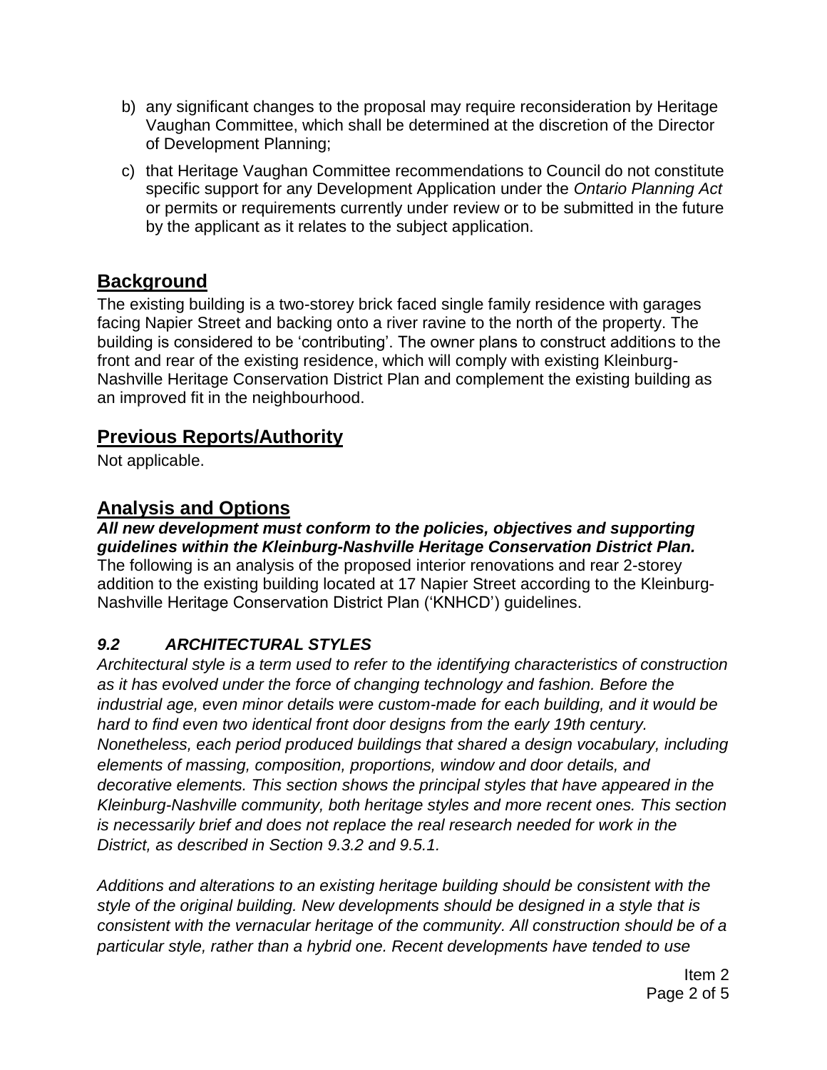b) any significant changes to the proposal may require reconsideration by Heritage Vaughan Committee, which shall be determined at the discretion of the Director of Development Planning;

c) that Heritage Vaughan Committee recommendations to Council do not constitute specific support for any Development Application under the *Ontario Planning Act* or permits or requirements currently under review or to be submitted in the future by the applicant as it relates to the subject application.

## Background

The existing building is a two-storey brick faced single family residence with garages facing Napier Street and backing onto a river ravine to the north of the property. The building is considered to be 'contributing'. The owner plans to construct additions to the front and rear of the existing residence, which will comply with existing Kleinburg-Nashville Heritage Conservation District Plan and complement the existing building as an improved fit in the neighbourhood.

## Previous Reports/Authority

Not applicable.

## Analysis and Options

***All new development must conform to the policies, objectives and supporting guidelines within the Kleinburg-Nashville Heritage Conservation District Plan.***

The following is an analysis of the proposed interior renovations and rear 2-storey addition to the existing building located at 17 Napier Street according to the Kleinburg-Nashville Heritage Conservation District Plan ('KNHCD') guidelines.

### *9.2 ARCHITECTURAL STYLES*

*Architectural style is a term used to refer to the identifying characteristics of construction as it has evolved under the force of changing technology and fashion. Before the industrial age, even minor details were custom-made for each building, and it would be hard to find even two identical front door designs from the early 19th century. Nonetheless, each period produced buildings that shared a design vocabulary, including elements of massing, composition, proportions, window and door details, and decorative elements. This section shows the principal styles that have appeared in the Kleinburg-Nashville community, both heritage styles and more recent ones. This section is necessarily brief and does not replace the real research needed for work in the District, as described in Section 9.3.2 and 9.5.1.*

*Additions and alterations to an existing heritage building should be consistent with the style of the original building. New developments should be designed in a style that is consistent with the vernacular heritage of the community. All construction should be of a particular style, rather than a hybrid one. Recent developments have tended to use*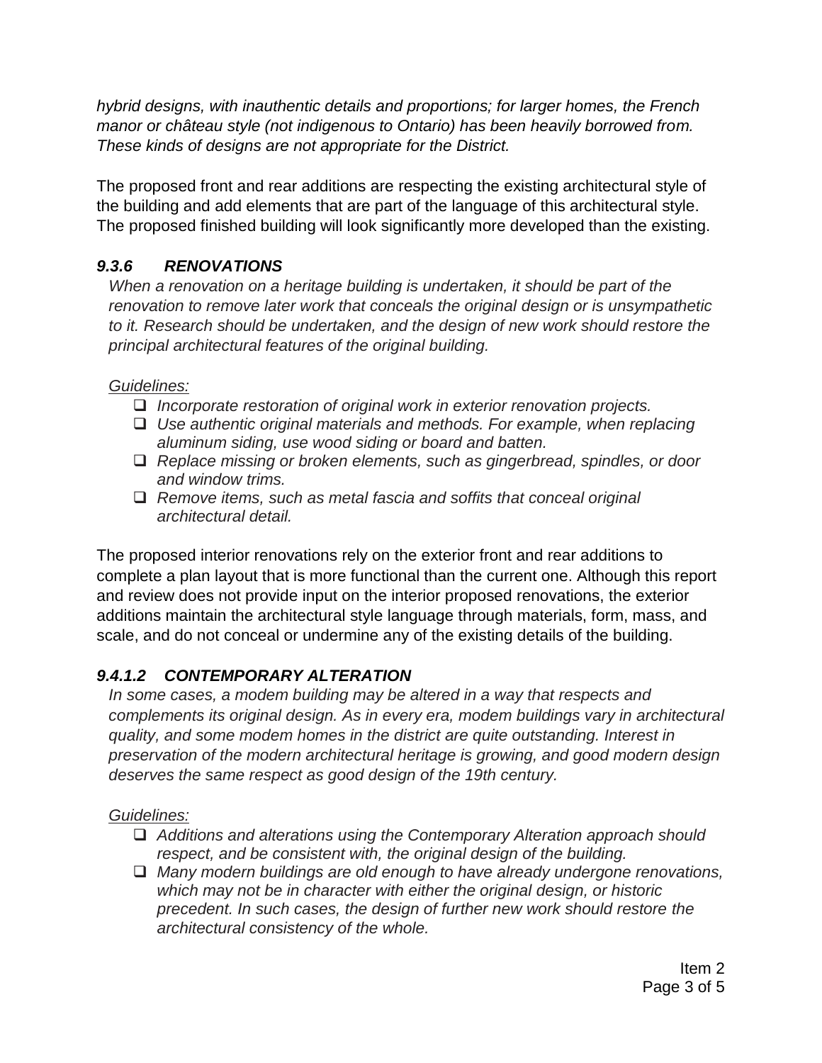*hybrid designs, with inauthentic details and proportions; for larger homes, the French manor or château style (not indigenous to Ontario) has been heavily borrowed from. These kinds of designs are not appropriate for the District.*

The proposed front and rear additions are respecting the existing architectural style of the building and add elements that are part of the language of this architectural style. The proposed finished building will look significantly more developed than the existing.

### *9.3.6 RENOVATIONS*

*When a renovation on a heritage building is undertaken, it should be part of the renovation to remove later work that conceals the original design or is unsympathetic to it. Research should be undertaken, and the design of new work should restore the principal architectural features of the original building.*

*Guidelines:*

- ❑ *Incorporate restoration of original work in exterior renovation projects.*
- ❑ *Use authentic original materials and methods. For example, when replacing aluminum siding, use wood siding or board and batten.*
- ❑ *Replace missing or broken elements, such as gingerbread, spindles, or door and window trims.*
- ❑ *Remove items, such as metal fascia and soffits that conceal original architectural detail.*

The proposed interior renovations rely on the exterior front and rear additions to complete a plan layout that is more functional than the current one. Although this report and review does not provide input on the interior proposed renovations, the exterior additions maintain the architectural style language through materials, form, mass, and scale, and do not conceal or undermine any of the existing details of the building.

### *9.4.1.2 CONTEMPORARY ALTERATION*

*In some cases, a modem building may be altered in a way that respects and complements its original design. As in every era, modem buildings vary in architectural quality, and some modem homes in the district are quite outstanding. Interest in preservation of the modern architectural heritage is growing, and good modern design deserves the same respect as good design of the 19th century.*

*Guidelines:*

- ❑ *Additions and alterations using the Contemporary Alteration approach should respect, and be consistent with, the original design of the building.*
- ❑ *Many modern buildings are old enough to have already undergone renovations, which may not be in character with either the original design, or historic precedent. In such cases, the design of further new work should restore the architectural consistency of the whole.*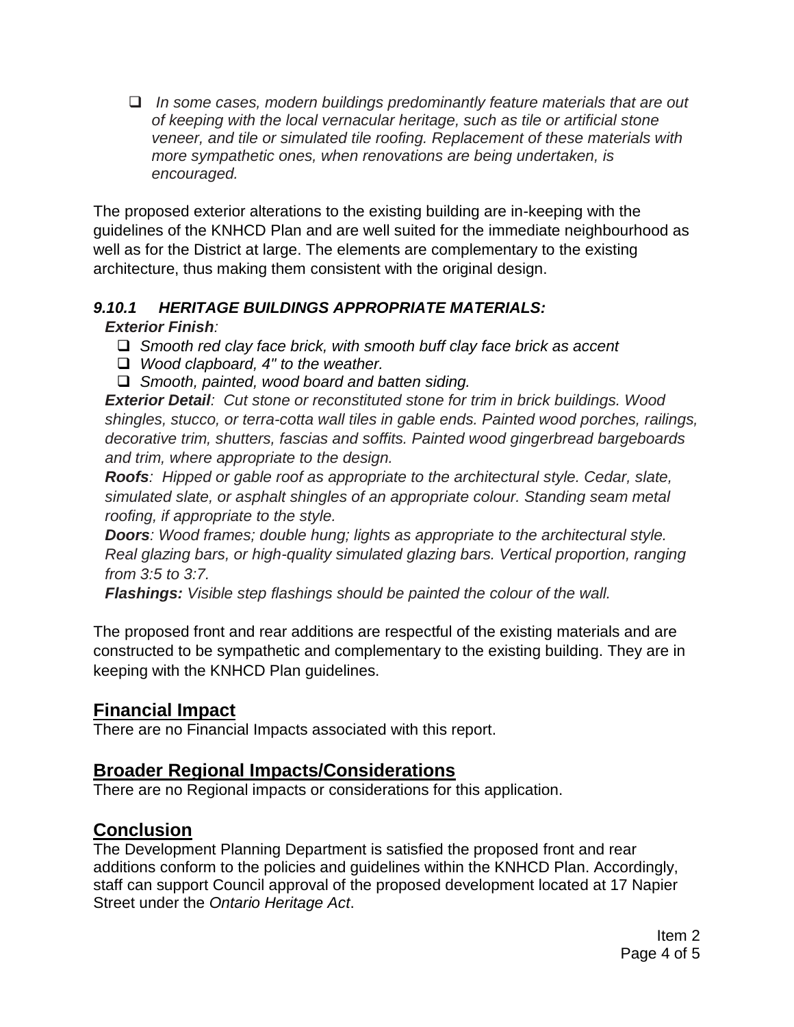- *In some cases, modern buildings predominantly feature materials that are out of keeping with the local vernacular heritage, such as tile or artificial stone veneer, and tile or simulated tile roofing. Replacement of these materials with more sympathetic ones, when renovations are being undertaken, is encouraged.*

The proposed exterior alterations to the existing building are in-keeping with the guidelines of the KNHCD Plan and are well suited for the immediate neighbourhood as well as for the District at large. The elements are complementary to the existing architecture, thus making them consistent with the original design.

***9.10.1 HERITAGE BUILDINGS APPROPRIATE MATERIALS:***

***Exterior Finish**:*

- *Smooth red clay face brick, with smooth buff clay face brick as accent*
- *Wood clapboard, 4" to the weather.*
- *Smooth, painted, wood board and batten siding.*

***Exterior Detail**: Cut stone or reconstituted stone for trim in brick buildings. Wood shingles, stucco, or terra-cotta wall tiles in gable ends. Painted wood porches, railings, decorative trim, shutters, fascias and soffits. Painted wood gingerbread bargeboards and trim, where appropriate to the design.*

***Roofs**: Hipped or gable roof as appropriate to the architectural style. Cedar, slate, simulated slate, or asphalt shingles of an appropriate colour. Standing seam metal roofing, if appropriate to the style.*

***Doors**: Wood frames; double hung; lights as appropriate to the architectural style. Real glazing bars, or high-quality simulated glazing bars. Vertical proportion, ranging from 3:5 to 3:7.*

***Flashings:** Visible step flashings should be painted the colour of the wall.*

The proposed front and rear additions are respectful of the existing materials and are constructed to be sympathetic and complementary to the existing building. They are in keeping with the KNHCD Plan guidelines.

## Financial Impact

There are no Financial Impacts associated with this report.

## Broader Regional Impacts/Considerations

There are no Regional impacts or considerations for this application.

## Conclusion

The Development Planning Department is satisfied the proposed front and rear additions conform to the policies and guidelines within the KNHCD Plan. Accordingly, staff can support Council approval of the proposed development located at 17 Napier Street under the *Ontario Heritage Act*.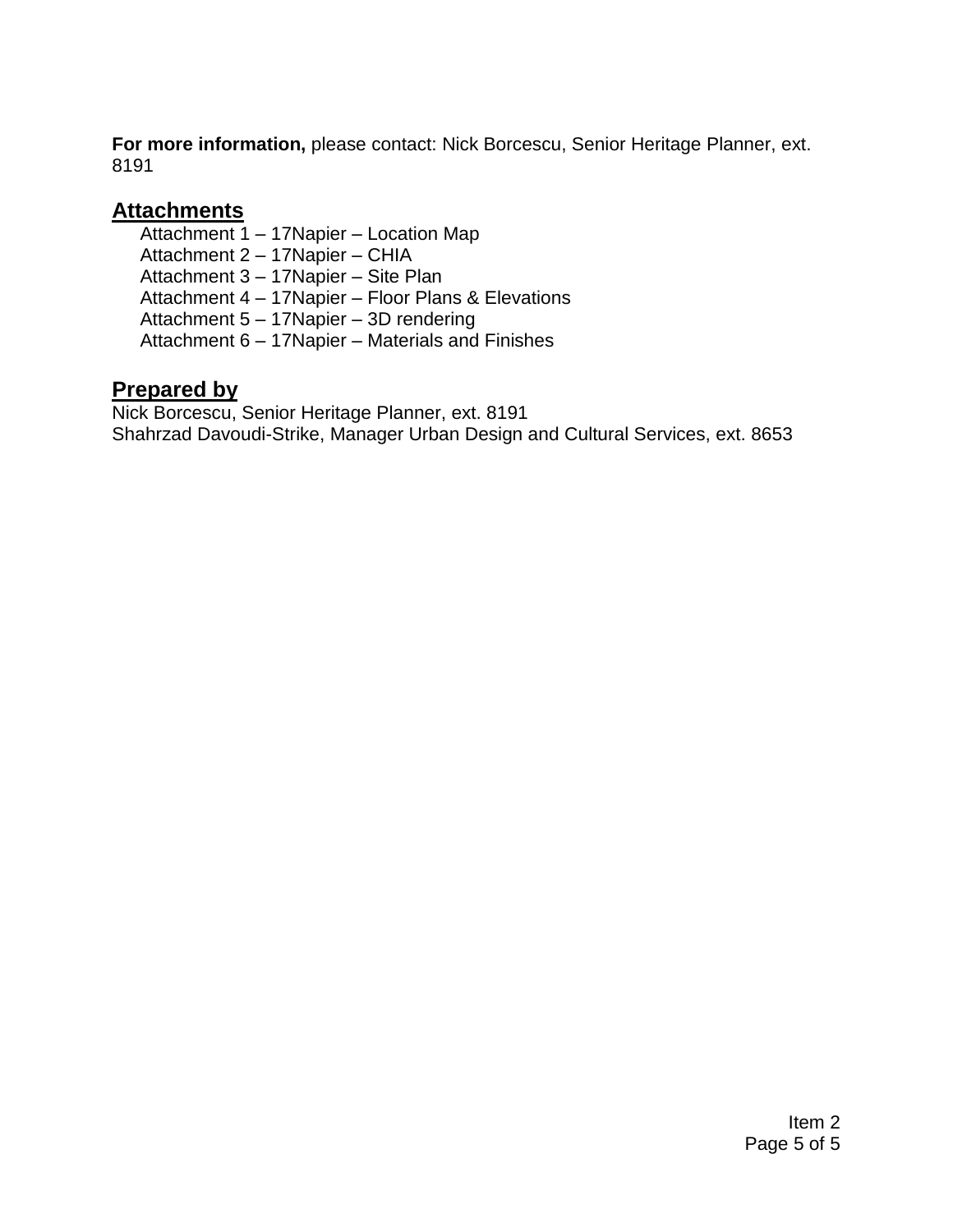**For more information,** please contact: Nick Borcescu, Senior Heritage Planner, ext. 8191

## Attachments

Attachment 1 – 17Napier – Location Map
Attachment 2 – 17Napier – CHIA
Attachment 3 – 17Napier – Site Plan
Attachment 4 – 17Napier – Floor Plans & Elevations
Attachment 5 – 17Napier – 3D rendering
Attachment 6 – 17Napier – Materials and Finishes

## Prepared by

Nick Borcescu, Senior Heritage Planner, ext. 8191
Shahrzad Davoudi-Strike, Manager Urban Design and Cultural Services, ext. 8653